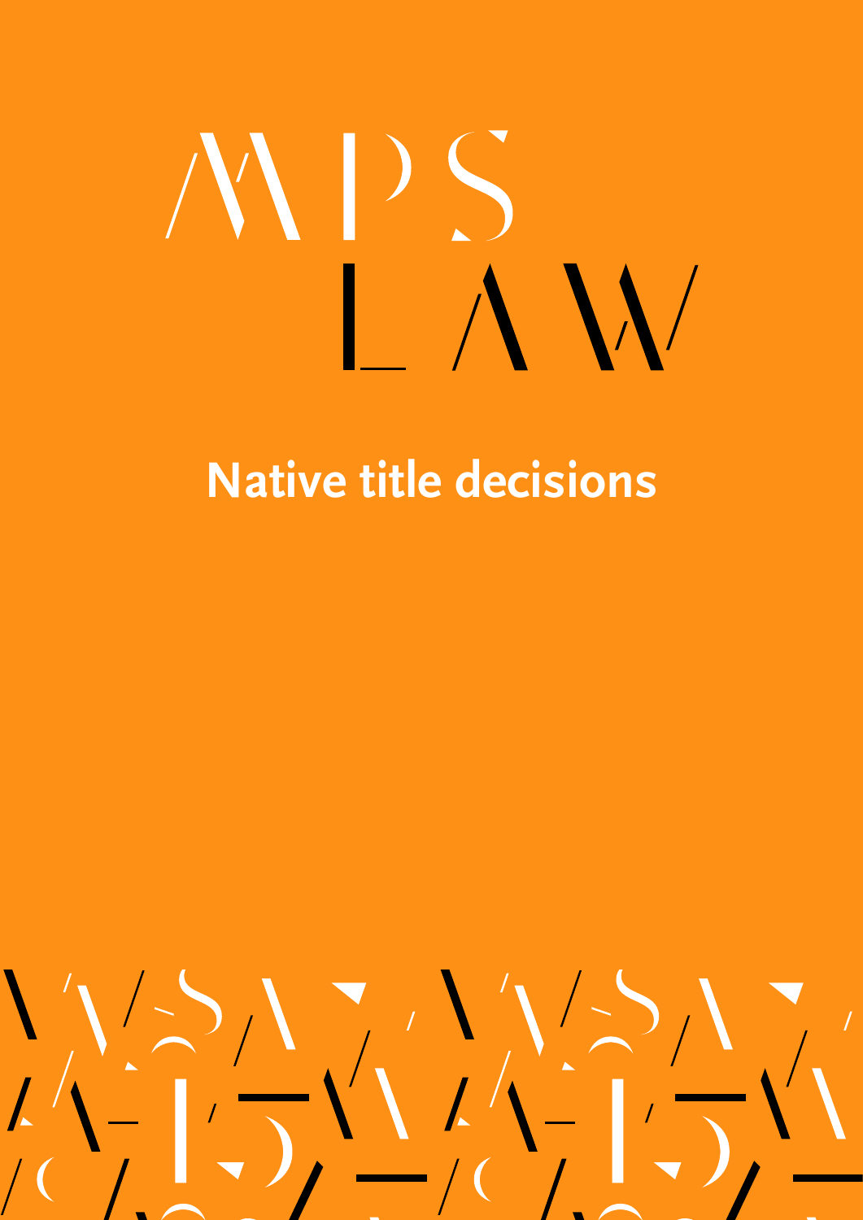MPS LAW

# Native title decisions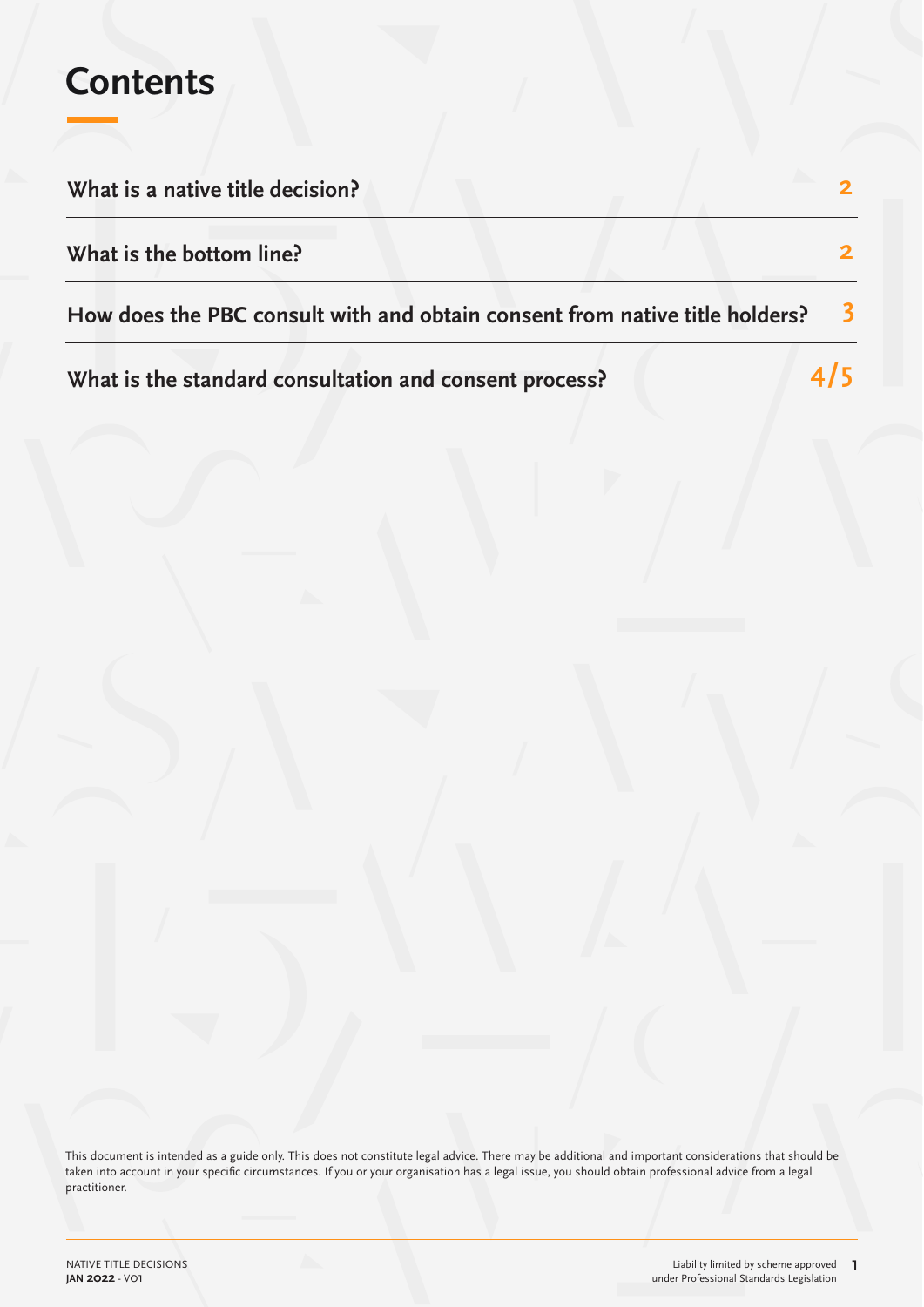# Contents

| | |
|---|---|
| **What is a native title decision?** | 2 |
| **What is the bottom line?** | 2 |
| **How does the PBC consult with and obtain consent from native title holders?** | 3 |
| **What is the standard consultation and consent process?** | 4/5 |

This document is intended as a guide only. This does not constitute legal advice. There may be additional and important considerations that should be taken into account in your specific circumstances. If you or your organisation has a legal issue, you should obtain professional advice from a legal practitioner.

Liability limited by scheme approved under Professional Standards Legislation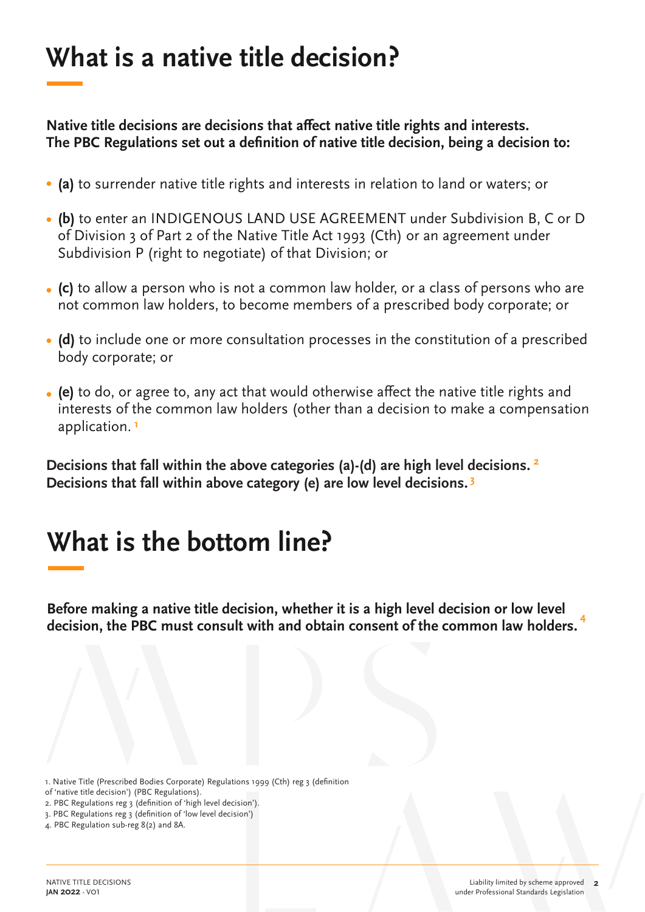# What is a native title decision?

**Native title decisions are decisions that affect native title rights and interests. The PBC Regulations set out a definition of native title decision, being a decision to:**

- **(a)** to surrender native title rights and interests in relation to land or waters; or
- **(b)** to enter an INDIGENOUS LAND USE AGREEMENT under Subdivision B, C or D of Division 3 of Part 2 of the Native Title Act 1993 (Cth) or an agreement under Subdivision P (right to negotiate) of that Division; or
- **(c)** to allow a person who is not a common law holder, or a class of persons who are not common law holders, to become members of a prescribed body corporate; or
- **(d)** to include one or more consultation processes in the constitution of a prescribed body corporate; or
- **(e)** to do, or agree to, any act that would otherwise affect the native title rights and interests of the common law holders (other than a decision to make a compensation application.[1]

**Decisions that fall within the above categories (a)-(d) are high level decisions.[2] Decisions that fall within above category (e) are low level decisions.[3]**

# What is the bottom line?

**Before making a native title decision, whether it is a high level decision or low level decision, the PBC must consult with and obtain consent of the common law holders.[4]**

1. Native Title (Prescribed Bodies Corporate) Regulations 1999 (Cth) reg 3 (definition of 'native title decision') (PBC Regulations).
2. PBC Regulations reg 3 (definition of 'high level decision').
3. PBC Regulations reg 3 (definition of 'low level decision')
4. PBC Regulation sub-reg 8(2) and 8A.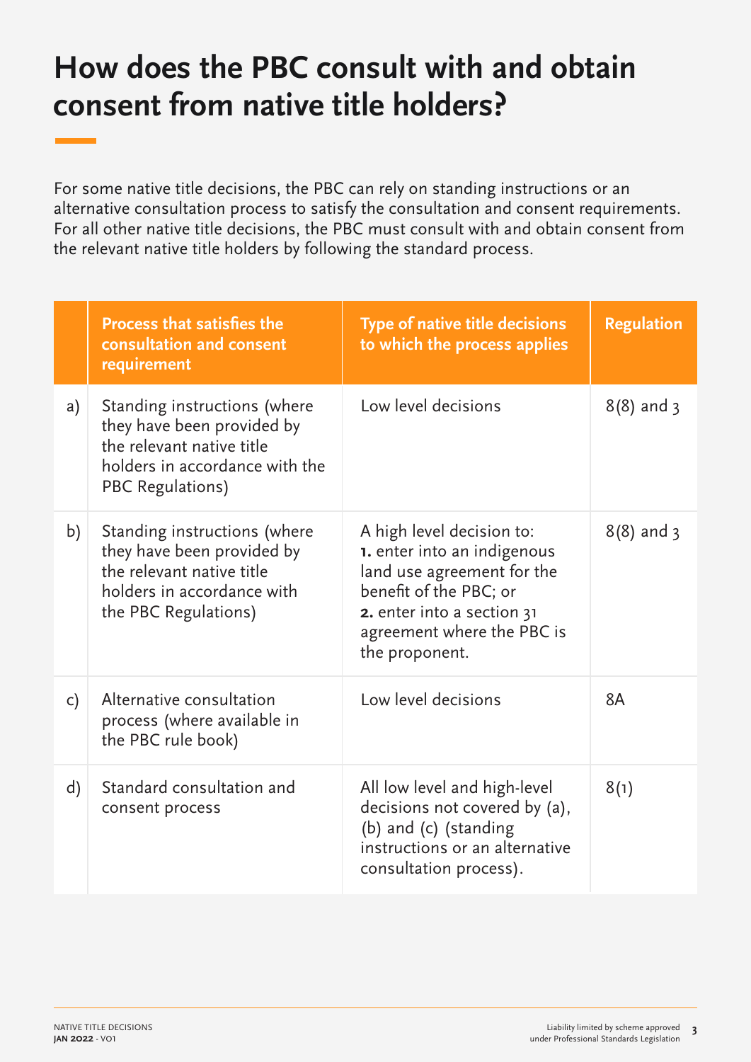# How does the PBC consult with and obtain consent from native title holders?

For some native title decisions, the PBC can rely on standing instructions or an alternative consultation process to satisfy the consultation and consent requirements. For all other native title decisions, the PBC must consult with and obtain consent from the relevant native title holders by following the standard process.

| | Process that satisfies the consultation and consent requirement | Type of native title decisions to which the process applies | Regulation |
|---|---|---|---|
| a) | Standing instructions (where they have been provided by the relevant native title holders in accordance with the PBC Regulations) | Low level decisions | 8(8) and 3 |
| b) | Standing instructions (where they have been provided by the relevant native title holders in accordance with the PBC Regulations) | A high level decision to: **1.** enter into an indigenous land use agreement for the benefit of the PBC; or **2.** enter into a section 31 agreement where the PBC is the proponent. | 8(8) and 3 |
| c) | Alternative consultation process (where available in the PBC rule book) | Low level decisions | 8A |
| d) | Standard consultation and consent process | All low level and high-level decisions not covered by (a), (b) and (c) (standing instructions or an alternative consultation process). | 8(1) |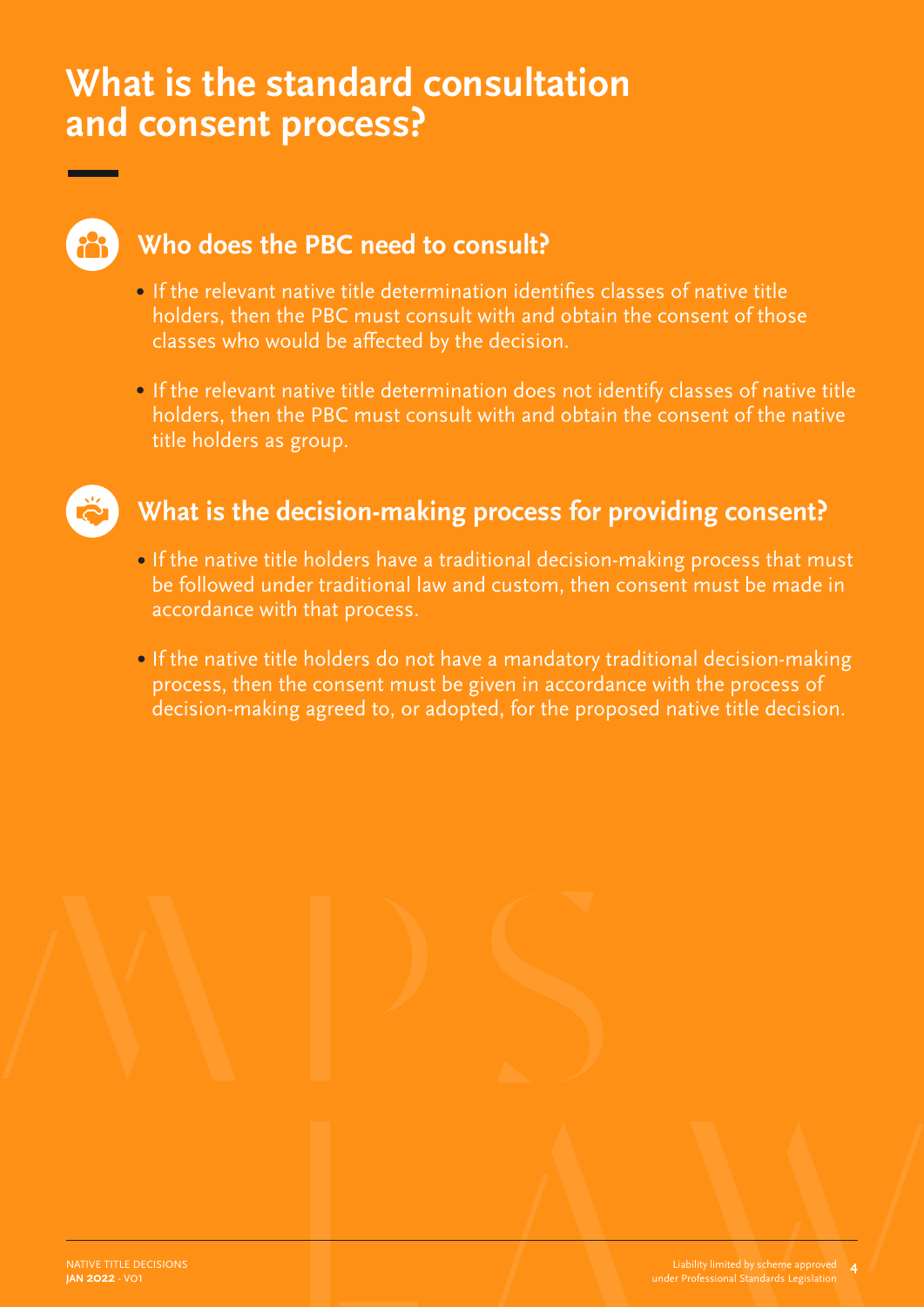# What is the standard consultation and consent process?

## Who does the PBC need to consult?

- If the relevant native title determination identifies classes of native title holders, then the PBC must consult with and obtain the consent of those classes who would be affected by the decision.
- If the relevant native title determination does not identify classes of native title holders, then the PBC must consult with and obtain the consent of the native title holders as group.

## What is the decision-making process for providing consent?

- If the native title holders have a traditional decision-making process that must be followed under traditional law and custom, then consent must be made in accordance with that process.
- If the native title holders do not have a mandatory traditional decision-making process, then the consent must be given in accordance with the process of decision-making agreed to, or adopted, for the proposed native title decision.